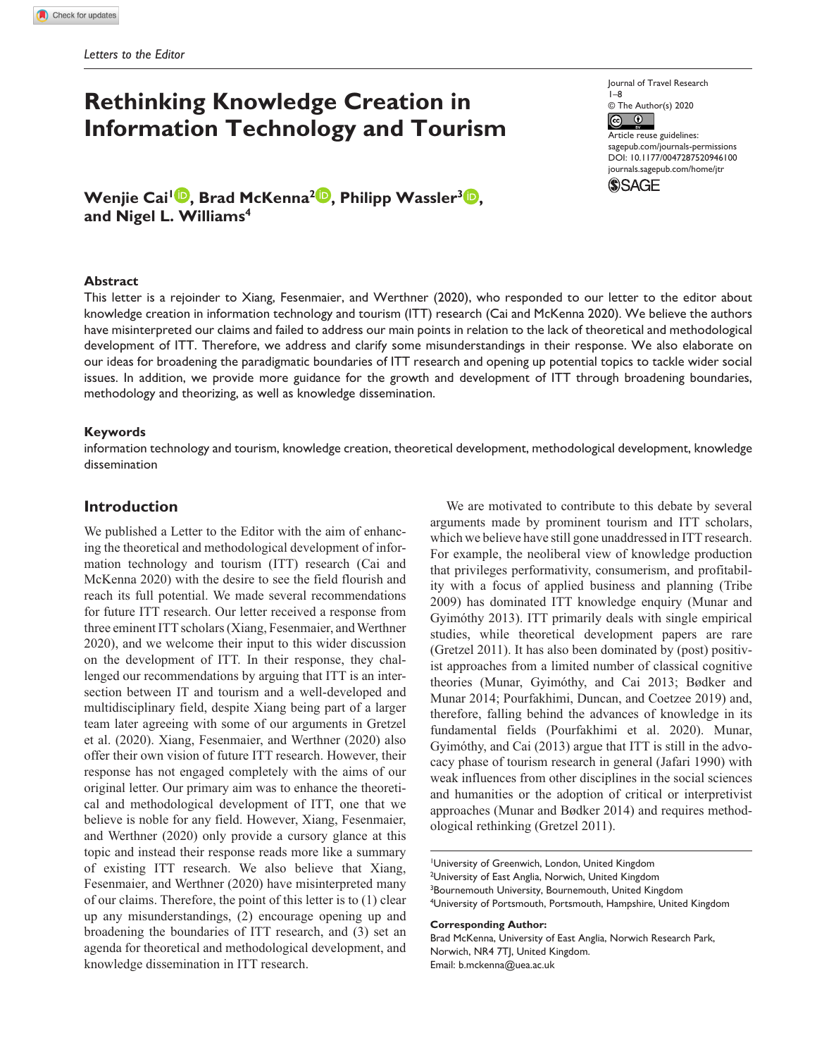Letters to the Editor

# Rethinking Knowledge Creation in Information Technology and Tourism

Journal of Travel Research
1–8
© The Author(s) 2020
Article reuse guidelines: sagepub.com/journals-permissions
DOI: 10.1177/0047287520946100
journals.sagepub.com/home/jtr

**Wenjie Cai[1], Brad McKenna[2], Philipp Wassler[3], and Nigel L. Williams[4]**

## Abstract

This letter is a rejoinder to Xiang, Fesenmaier, and Werthner (2020), who responded to our letter to the editor about knowledge creation in information technology and tourism (ITT) research (Cai and McKenna 2020). We believe the authors have misinterpreted our claims and failed to address our main points in relation to the lack of theoretical and methodological development of ITT. Therefore, we address and clarify some misunderstandings in their response. We also elaborate on our ideas for broadening the paradigmatic boundaries of ITT research and opening up potential topics to tackle wider social issues. In addition, we provide more guidance for the growth and development of ITT through broadening boundaries, methodology and theorizing, as well as knowledge dissemination.

## Keywords

information technology and tourism, knowledge creation, theoretical development, methodological development, knowledge dissemination

## Introduction

We published a Letter to the Editor with the aim of enhancing the theoretical and methodological development of information technology and tourism (ITT) research (Cai and McKenna 2020) with the desire to see the field flourish and reach its full potential. We made several recommendations for future ITT research. Our letter received a response from three eminent ITT scholars (Xiang, Fesenmaier, and Werthner 2020), and we welcome their input to this wider discussion on the development of ITT. In their response, they challenged our recommendations by arguing that ITT is an intersection between IT and tourism and a well-developed and multidisciplinary field, despite Xiang being part of a larger team later agreeing with some of our arguments in Gretzel et al. (2020). Xiang, Fesenmaier, and Werthner (2020) also offer their own vision of future ITT research. However, their response has not engaged completely with the aims of our original letter. Our primary aim was to enhance the theoretical and methodological development of ITT, one that we believe is noble for any field. However, Xiang, Fesenmaier, and Werthner (2020) only provide a cursory glance at this topic and instead their response reads more like a summary of existing ITT research. We also believe that Xiang, Fesenmaier, and Werthner (2020) have misinterpreted many of our claims. Therefore, the point of this letter is to (1) clear up any misunderstandings, (2) encourage opening up and broadening the boundaries of ITT research, and (3) set an agenda for theoretical and methodological development, and knowledge dissemination in ITT research.

We are motivated to contribute to this debate by several arguments made by prominent tourism and ITT scholars, which we believe have still gone unaddressed in ITT research. For example, the neoliberal view of knowledge production that privileges performativity, consumerism, and profitability with a focus of applied business and planning (Tribe 2009) has dominated ITT knowledge enquiry (Munar and Gyimóthy 2013). ITT primarily deals with single empirical studies, while theoretical development papers are rare (Gretzel 2011). It has also been dominated by (post) positivist approaches from a limited number of classical cognitive theories (Munar, Gyimóthy, and Cai 2013; Bødker and Munar 2014; Pourfakhimi, Duncan, and Coetzee 2019) and, therefore, falling behind the advances of knowledge in its fundamental fields (Pourfakhimi et al. 2020). Munar, Gyimóthy, and Cai (2013) argue that ITT is still in the advocacy phase of tourism research in general (Jafari 1990) with weak influences from other disciplines in the social sciences and humanities or the adoption of critical or interpretivist approaches (Munar and Bødker 2014) and requires methodological rethinking (Gretzel 2011).

[1]University of Greenwich, London, United Kingdom
[2]University of East Anglia, Norwich, United Kingdom
[3]Bournemouth University, Bournemouth, United Kingdom
[4]University of Portsmouth, Portsmouth, Hampshire, United Kingdom

**Corresponding Author:**
Brad McKenna, University of East Anglia, Norwich Research Park, Norwich, NR4 7TJ, United Kingdom.
Email: b.mckenna@uea.ac.uk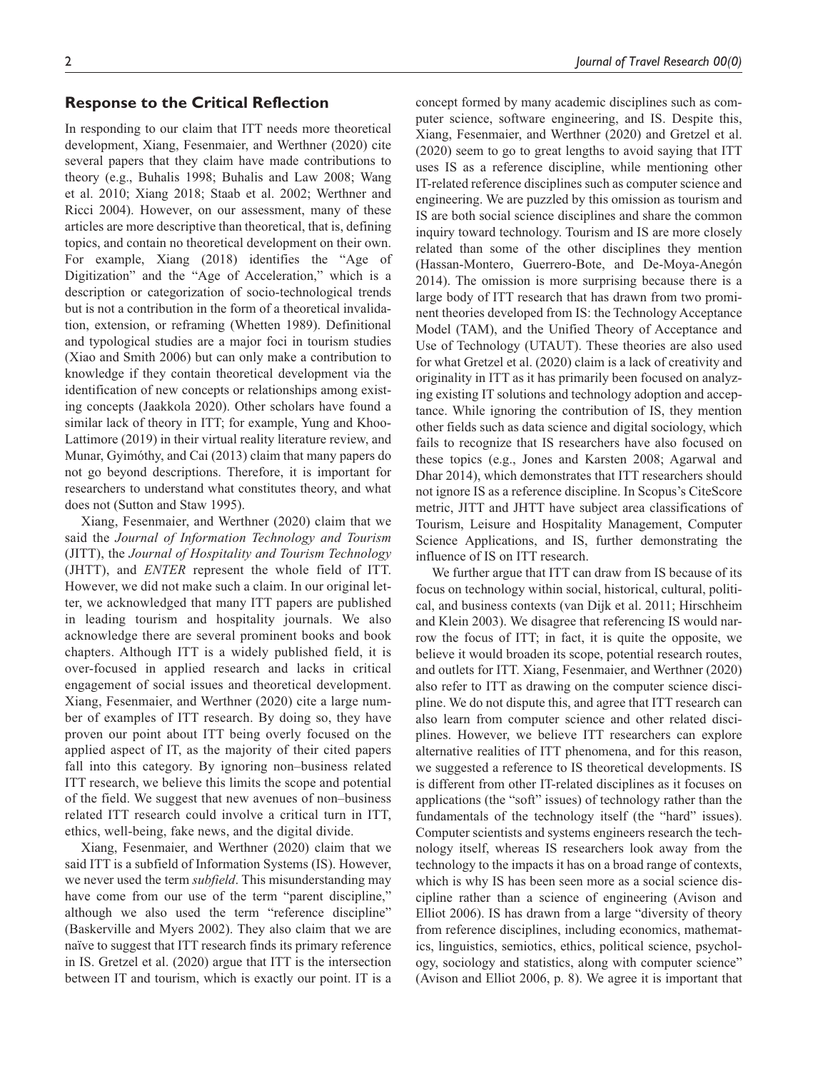## Response to the Critical Reflection

In responding to our claim that ITT needs more theoretical development, Xiang, Fesenmaier, and Werthner (2020) cite several papers that they claim have made contributions to theory (e.g., Buhalis 1998; Buhalis and Law 2008; Wang et al. 2010; Xiang 2018; Staab et al. 2002; Werthner and Ricci 2004). However, on our assessment, many of these articles are more descriptive than theoretical, that is, defining topics, and contain no theoretical development on their own. For example, Xiang (2018) identifies the "Age of Digitization" and the "Age of Acceleration," which is a description or categorization of socio-technological trends but is not a contribution in the form of a theoretical invalidation, extension, or reframing (Whetten 1989). Definitional and typological studies are a major foci in tourism studies (Xiao and Smith 2006) but can only make a contribution to knowledge if they contain theoretical development via the identification of new concepts or relationships among existing concepts (Jaakkola 2020). Other scholars have found a similar lack of theory in ITT; for example, Yung and Khoo-Lattimore (2019) in their virtual reality literature review, and Munar, Gyimóthy, and Cai (2013) claim that many papers do not go beyond descriptions. Therefore, it is important for researchers to understand what constitutes theory, and what does not (Sutton and Staw 1995).

Xiang, Fesenmaier, and Werthner (2020) claim that we said the *Journal of Information Technology and Tourism* (JITT), the *Journal of Hospitality and Tourism Technology* (JHTT), and *ENTER* represent the whole field of ITT. However, we did not make such a claim. In our original letter, we acknowledged that many ITT papers are published in leading tourism and hospitality journals. We also acknowledge there are several prominent books and book chapters. Although ITT is a widely published field, it is over-focused in applied research and lacks in critical engagement of social issues and theoretical development. Xiang, Fesenmaier, and Werthner (2020) cite a large number of examples of ITT research. By doing so, they have proven our point about ITT being overly focused on the applied aspect of IT, as the majority of their cited papers fall into this category. By ignoring non–business related ITT research, we believe this limits the scope and potential of the field. We suggest that new avenues of non–business related ITT research could involve a critical turn in ITT, ethics, well-being, fake news, and the digital divide.

Xiang, Fesenmaier, and Werthner (2020) claim that we said ITT is a subfield of Information Systems (IS). However, we never used the term *subfield*. This misunderstanding may have come from our use of the term "parent discipline," although we also used the term "reference discipline" (Baskerville and Myers 2002). They also claim that we are naïve to suggest that ITT research finds its primary reference in IS. Gretzel et al. (2020) argue that ITT is the intersection between IT and tourism, which is exactly our point. IT is a concept formed by many academic disciplines such as computer science, software engineering, and IS. Despite this, Xiang, Fesenmaier, and Werthner (2020) and Gretzel et al. (2020) seem to go to great lengths to avoid saying that ITT uses IS as a reference discipline, while mentioning other IT-related reference disciplines such as computer science and engineering. We are puzzled by this omission as tourism and IS are both social science disciplines and share the common inquiry toward technology. Tourism and IS are more closely related than some of the other disciplines they mention (Hassan-Montero, Guerrero-Bote, and De-Moya-Anegón 2014). The omission is more surprising because there is a large body of ITT research that has drawn from two prominent theories developed from IS: the Technology Acceptance Model (TAM), and the Unified Theory of Acceptance and Use of Technology (UTAUT). These theories are also used for what Gretzel et al. (2020) claim is a lack of creativity and originality in ITT as it has primarily been focused on analyzing existing IT solutions and technology adoption and acceptance. While ignoring the contribution of IS, they mention other fields such as data science and digital sociology, which fails to recognize that IS researchers have also focused on these topics (e.g., Jones and Karsten 2008; Agarwal and Dhar 2014), which demonstrates that ITT researchers should not ignore IS as a reference discipline. In Scopus's CiteScore metric, JITT and JHTT have subject area classifications of Tourism, Leisure and Hospitality Management, Computer Science Applications, and IS, further demonstrating the influence of IS on ITT research.

We further argue that ITT can draw from IS because of its focus on technology within social, historical, cultural, political, and business contexts (van Dijk et al. 2011; Hirschheim and Klein 2003). We disagree that referencing IS would narrow the focus of ITT; in fact, it is quite the opposite, we believe it would broaden its scope, potential research routes, and outlets for ITT. Xiang, Fesenmaier, and Werthner (2020) also refer to ITT as drawing on the computer science discipline. We do not dispute this, and agree that ITT research can also learn from computer science and other related disciplines. However, we believe ITT researchers can explore alternative realities of ITT phenomena, and for this reason, we suggested a reference to IS theoretical developments. IS is different from other IT-related disciplines as it focuses on applications (the "soft" issues) of technology rather than the fundamentals of the technology itself (the "hard" issues). Computer scientists and systems engineers research the technology itself, whereas IS researchers look away from the technology to the impacts it has on a broad range of contexts, which is why IS has been seen more as a social science discipline rather than a science of engineering (Avison and Elliot 2006). IS has drawn from a large "diversity of theory from reference disciplines, including economics, mathematics, linguistics, semiotics, ethics, political science, psychology, sociology and statistics, along with computer science" (Avison and Elliot 2006, p. 8). We agree it is important that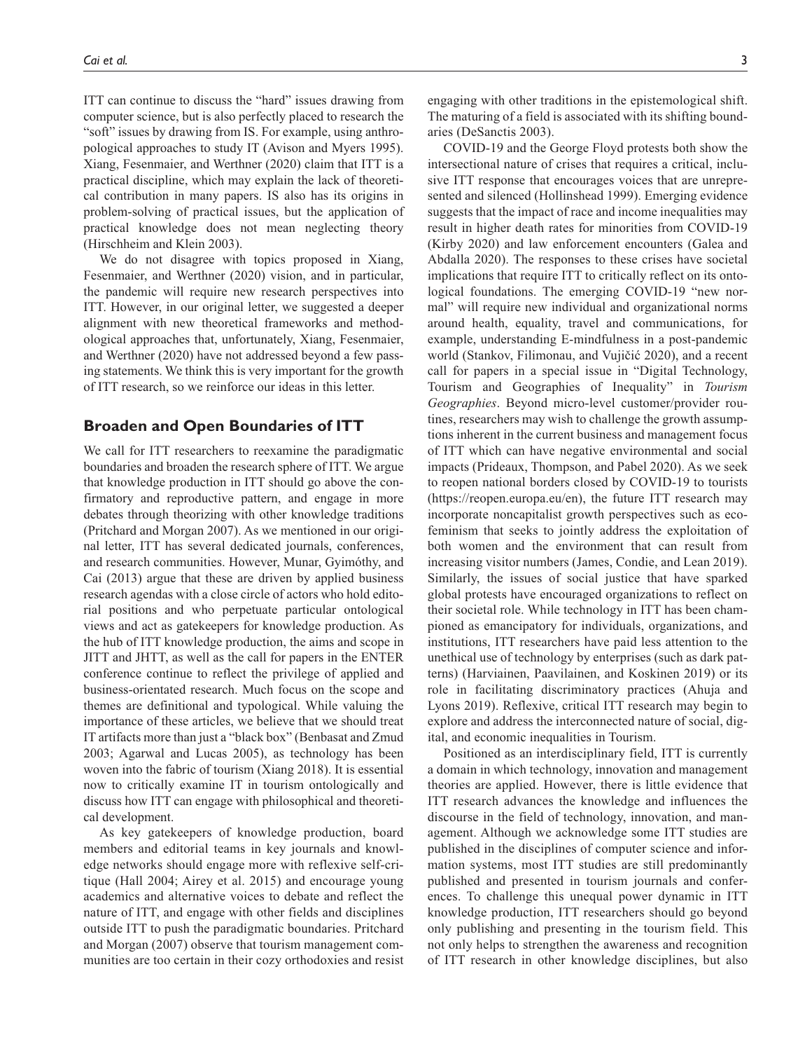ITT can continue to discuss the "hard" issues drawing from computer science, but is also perfectly placed to research the "soft" issues by drawing from IS. For example, using anthropological approaches to study IT (Avison and Myers 1995). Xiang, Fesenmaier, and Werthner (2020) claim that ITT is a practical discipline, which may explain the lack of theoretical contribution in many papers. IS also has its origins in problem-solving of practical issues, but the application of practical knowledge does not mean neglecting theory (Hirschheim and Klein 2003).

We do not disagree with topics proposed in Xiang, Fesenmaier, and Werthner (2020) vision, and in particular, the pandemic will require new research perspectives into ITT. However, in our original letter, we suggested a deeper alignment with new theoretical frameworks and methodological approaches that, unfortunately, Xiang, Fesenmaier, and Werthner (2020) have not addressed beyond a few passing statements. We think this is very important for the growth of ITT research, so we reinforce our ideas in this letter.

## Broaden and Open Boundaries of ITT

We call for ITT researchers to reexamine the paradigmatic boundaries and broaden the research sphere of ITT. We argue that knowledge production in ITT should go above the confirmatory and reproductive pattern, and engage in more debates through theorizing with other knowledge traditions (Pritchard and Morgan 2007). As we mentioned in our original letter, ITT has several dedicated journals, conferences, and research communities. However, Munar, Gyimóthy, and Cai (2013) argue that these are driven by applied business research agendas with a close circle of actors who hold editorial positions and who perpetuate particular ontological views and act as gatekeepers for knowledge production. As the hub of ITT knowledge production, the aims and scope in JITT and JHTT, as well as the call for papers in the ENTER conference continue to reflect the privilege of applied and business-orientated research. Much focus on the scope and themes are definitional and typological. While valuing the importance of these articles, we believe that we should treat IT artifacts more than just a "black box" (Benbasat and Zmud 2003; Agarwal and Lucas 2005), as technology has been woven into the fabric of tourism (Xiang 2018). It is essential now to critically examine IT in tourism ontologically and discuss how ITT can engage with philosophical and theoretical development.

As key gatekeepers of knowledge production, board members and editorial teams in key journals and knowledge networks should engage more with reflexive self-critique (Hall 2004; Airey et al. 2015) and encourage young academics and alternative voices to debate and reflect the nature of ITT, and engage with other fields and disciplines outside ITT to push the paradigmatic boundaries. Pritchard and Morgan (2007) observe that tourism management communities are too certain in their cozy orthodoxies and resist engaging with other traditions in the epistemological shift. The maturing of a field is associated with its shifting boundaries (DeSanctis 2003).

COVID-19 and the George Floyd protests both show the intersectional nature of crises that requires a critical, inclusive ITT response that encourages voices that are unrepresented and silenced (Hollinshead 1999). Emerging evidence suggests that the impact of race and income inequalities may result in higher death rates for minorities from COVID-19 (Kirby 2020) and law enforcement encounters (Galea and Abdalla 2020). The responses to these crises have societal implications that require ITT to critically reflect on its ontological foundations. The emerging COVID-19 "new normal" will require new individual and organizational norms around health, equality, travel and communications, for example, understanding E-mindfulness in a post-pandemic world (Stankov, Filimonau, and Vujičić 2020), and a recent call for papers in a special issue in "Digital Technology, Tourism and Geographies of Inequality" in *Tourism Geographies*. Beyond micro-level customer/provider routines, researchers may wish to challenge the growth assumptions inherent in the current business and management focus of ITT which can have negative environmental and social impacts (Prideaux, Thompson, and Pabel 2020). As we seek to reopen national borders closed by COVID-19 to tourists (https://reopen.europa.eu/en), the future ITT research may incorporate noncapitalist growth perspectives such as ecofeminism that seeks to jointly address the exploitation of both women and the environment that can result from increasing visitor numbers (James, Condie, and Lean 2019). Similarly, the issues of social justice that have sparked global protests have encouraged organizations to reflect on their societal role. While technology in ITT has been championed as emancipatory for individuals, organizations, and institutions, ITT researchers have paid less attention to the unethical use of technology by enterprises (such as dark patterns) (Harviainen, Paavilainen, and Koskinen 2019) or its role in facilitating discriminatory practices (Ahuja and Lyons 2019). Reflexive, critical ITT research may begin to explore and address the interconnected nature of social, digital, and economic inequalities in Tourism.

Positioned as an interdisciplinary field, ITT is currently a domain in which technology, innovation and management theories are applied. However, there is little evidence that ITT research advances the knowledge and influences the discourse in the field of technology, innovation, and management. Although we acknowledge some ITT studies are published in the disciplines of computer science and information systems, most ITT studies are still predominantly published and presented in tourism journals and conferences. To challenge this unequal power dynamic in ITT knowledge production, ITT researchers should go beyond only publishing and presenting in the tourism field. This not only helps to strengthen the awareness and recognition of ITT research in other knowledge disciplines, but also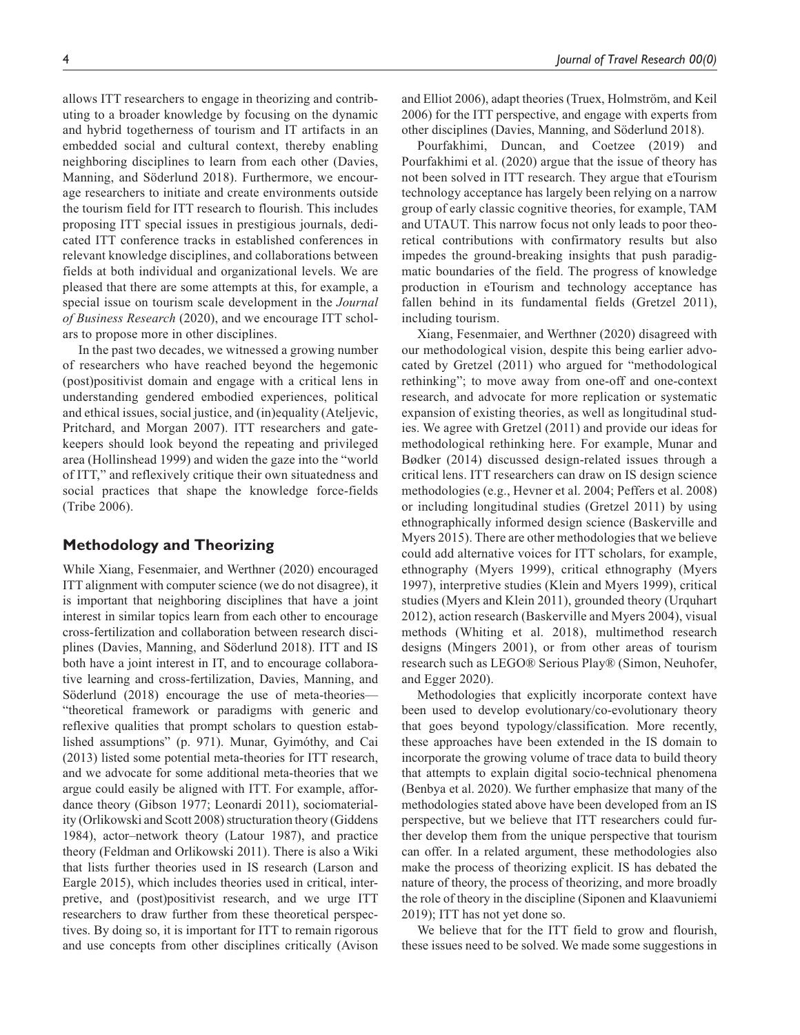allows ITT researchers to engage in theorizing and contributing to a broader knowledge by focusing on the dynamic and hybrid togetherness of tourism and IT artifacts in an embedded social and cultural context, thereby enabling neighboring disciplines to learn from each other (Davies, Manning, and Söderlund 2018). Furthermore, we encourage researchers to initiate and create environments outside the tourism field for ITT research to flourish. This includes proposing ITT special issues in prestigious journals, dedicated ITT conference tracks in established conferences in relevant knowledge disciplines, and collaborations between fields at both individual and organizational levels. We are pleased that there are some attempts at this, for example, a special issue on tourism scale development in the *Journal of Business Research* (2020), and we encourage ITT scholars to propose more in other disciplines.

In the past two decades, we witnessed a growing number of researchers who have reached beyond the hegemonic (post)positivist domain and engage with a critical lens in understanding gendered embodied experiences, political and ethical issues, social justice, and (in)equality (Ateljevic, Pritchard, and Morgan 2007). ITT researchers and gatekeepers should look beyond the repeating and privileged area (Hollinshead 1999) and widen the gaze into the "world of ITT," and reflexively critique their own situatedness and social practices that shape the knowledge force-fields (Tribe 2006).

## Methodology and Theorizing

While Xiang, Fesenmaier, and Werthner (2020) encouraged ITT alignment with computer science (we do not disagree), it is important that neighboring disciplines that have a joint interest in similar topics learn from each other to encourage cross-fertilization and collaboration between research disciplines (Davies, Manning, and Söderlund 2018). ITT and IS both have a joint interest in IT, and to encourage collaborative learning and cross-fertilization, Davies, Manning, and Söderlund (2018) encourage the use of meta-theories—"theoretical framework or paradigms with generic and reflexive qualities that prompt scholars to question established assumptions" (p. 971). Munar, Gyimóthy, and Cai (2013) listed some potential meta-theories for ITT research, and we advocate for some additional meta-theories that we argue could easily be aligned with ITT. For example, affordance theory (Gibson 1977; Leonardi 2011), sociomateriality (Orlikowski and Scott 2008) structuration theory (Giddens 1984), actor–network theory (Latour 1987), and practice theory (Feldman and Orlikowski 2011). There is also a Wiki that lists further theories used in IS research (Larson and Eargle 2015), which includes theories used in critical, interpretive, and (post)positivist research, and we urge ITT researchers to draw further from these theoretical perspectives. By doing so, it is important for ITT to remain rigorous and use concepts from other disciplines critically (Avison and Elliot 2006), adapt theories (Truex, Holmström, and Keil 2006) for the ITT perspective, and engage with experts from other disciplines (Davies, Manning, and Söderlund 2018).

Pourfakhimi, Duncan, and Coetzee (2019) and Pourfakhimi et al. (2020) argue that the issue of theory has not been solved in ITT research. They argue that eTourism technology acceptance has largely been relying on a narrow group of early classic cognitive theories, for example, TAM and UTAUT. This narrow focus not only leads to poor theoretical contributions with confirmatory results but also impedes the ground-breaking insights that push paradigmatic boundaries of the field. The progress of knowledge production in eTourism and technology acceptance has fallen behind in its fundamental fields (Gretzel 2011), including tourism.

Xiang, Fesenmaier, and Werthner (2020) disagreed with our methodological vision, despite this being earlier advocated by Gretzel (2011) who argued for "methodological rethinking"; to move away from one-off and one-context research, and advocate for more replication or systematic expansion of existing theories, as well as longitudinal studies. We agree with Gretzel (2011) and provide our ideas for methodological rethinking here. For example, Munar and Bødker (2014) discussed design-related issues through a critical lens. ITT researchers can draw on IS design science methodologies (e.g., Hevner et al. 2004; Peffers et al. 2008) or including longitudinal studies (Gretzel 2011) by using ethnographically informed design science (Baskerville and Myers 2015). There are other methodologies that we believe could add alternative voices for ITT scholars, for example, ethnography (Myers 1999), critical ethnography (Myers 1997), interpretive studies (Klein and Myers 1999), critical studies (Myers and Klein 2011), grounded theory (Urquhart 2012), action research (Baskerville and Myers 2004), visual methods (Whiting et al. 2018), multimethod research designs (Mingers 2001), or from other areas of tourism research such as LEGO® Serious Play® (Simon, Neuhofer, and Egger 2020).

Methodologies that explicitly incorporate context have been used to develop evolutionary/co-evolutionary theory that goes beyond typology/classification. More recently, these approaches have been extended in the IS domain to incorporate the growing volume of trace data to build theory that attempts to explain digital socio-technical phenomena (Benbya et al. 2020). We further emphasize that many of the methodologies stated above have been developed from an IS perspective, but we believe that ITT researchers could further develop them from the unique perspective that tourism can offer. In a related argument, these methodologies also make the process of theorizing explicit. IS has debated the nature of theory, the process of theorizing, and more broadly the role of theory in the discipline (Siponen and Klaavuniemi 2019); ITT has not yet done so.

We believe that for the ITT field to grow and flourish, these issues need to be solved. We made some suggestions in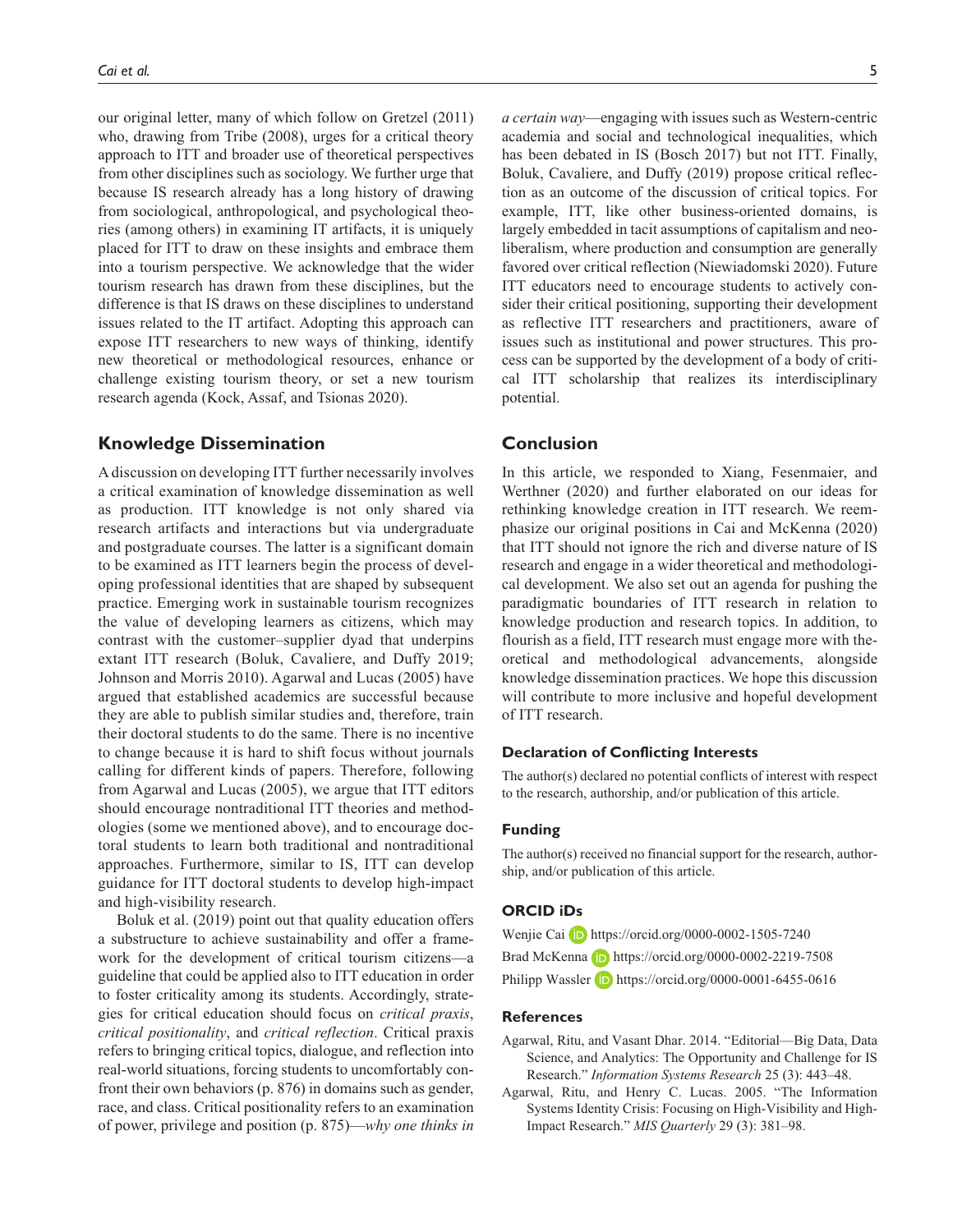our original letter, many of which follow on Gretzel (2011) who, drawing from Tribe (2008), urges for a critical theory approach to ITT and broader use of theoretical perspectives from other disciplines such as sociology. We further urge that because IS research already has a long history of drawing from sociological, anthropological, and psychological theories (among others) in examining IT artifacts, it is uniquely placed for ITT to draw on these insights and embrace them into a tourism perspective. We acknowledge that the wider tourism research has drawn from these disciplines, but the difference is that IS draws on these disciplines to understand issues related to the IT artifact. Adopting this approach can expose ITT researchers to new ways of thinking, identify new theoretical or methodological resources, enhance or challenge existing tourism theory, or set a new tourism research agenda (Kock, Assaf, and Tsionas 2020).

## Knowledge Dissemination

A discussion on developing ITT further necessarily involves a critical examination of knowledge dissemination as well as production. ITT knowledge is not only shared via research artifacts and interactions but via undergraduate and postgraduate courses. The latter is a significant domain to be examined as ITT learners begin the process of developing professional identities that are shaped by subsequent practice. Emerging work in sustainable tourism recognizes the value of developing learners as citizens, which may contrast with the customer–supplier dyad that underpins extant ITT research (Boluk, Cavaliere, and Duffy 2019; Johnson and Morris 2010). Agarwal and Lucas (2005) have argued that established academics are successful because they are able to publish similar studies and, therefore, train their doctoral students to do the same. There is no incentive to change because it is hard to shift focus without journals calling for different kinds of papers. Therefore, following from Agarwal and Lucas (2005), we argue that ITT editors should encourage nontraditional ITT theories and methodologies (some we mentioned above), and to encourage doctoral students to learn both traditional and nontraditional approaches. Furthermore, similar to IS, ITT can develop guidance for ITT doctoral students to develop high-impact and high-visibility research.

Boluk et al. (2019) point out that quality education offers a substructure to achieve sustainability and offer a framework for the development of critical tourism citizens—a guideline that could be applied also to ITT education in order to foster criticality among its students. Accordingly, strategies for critical education should focus on *critical praxis*, *critical positionality*, and *critical reflection*. Critical praxis refers to bringing critical topics, dialogue, and reflection into real-world situations, forcing students to uncomfortably confront their own behaviors (p. 876) in domains such as gender, race, and class. Critical positionality refers to an examination of power, privilege and position (p. 875)—*why one thinks in a certain way*—engaging with issues such as Western-centric academia and social and technological inequalities, which has been debated in IS (Bosch 2017) but not ITT. Finally, Boluk, Cavaliere, and Duffy (2019) propose critical reflection as an outcome of the discussion of critical topics. For example, ITT, like other business-oriented domains, is largely embedded in tacit assumptions of capitalism and neoliberalism, where production and consumption are generally favored over critical reflection (Niewiadomski 2020). Future ITT educators need to encourage students to actively consider their critical positioning, supporting their development as reflective ITT researchers and practitioners, aware of issues such as institutional and power structures. This process can be supported by the development of a body of critical ITT scholarship that realizes its interdisciplinary potential.

## Conclusion

In this article, we responded to Xiang, Fesenmaier, and Werthner (2020) and further elaborated on our ideas for rethinking knowledge creation in ITT research. We reemphasize our original positions in Cai and McKenna (2020) that ITT should not ignore the rich and diverse nature of IS research and engage in a wider theoretical and methodological development. We also set out an agenda for pushing the paradigmatic boundaries of ITT research in relation to knowledge production and research topics. In addition, to flourish as a field, ITT research must engage more with theoretical and methodological advancements, alongside knowledge dissemination practices. We hope this discussion will contribute to more inclusive and hopeful development of ITT research.

### Declaration of Conflicting Interests

The author(s) declared no potential conflicts of interest with respect to the research, authorship, and/or publication of this article.

### Funding

The author(s) received no financial support for the research, authorship, and/or publication of this article.

### ORCID iDs

Wenjie Cai https://orcid.org/0000-0002-1505-7240
Brad McKenna https://orcid.org/0000-0002-2219-7508
Philipp Wassler https://orcid.org/0000-0001-6455-0616

### References

Agarwal, Ritu, and Vasant Dhar. 2014. "Editorial—Big Data, Data Science, and Analytics: The Opportunity and Challenge for IS Research." *Information Systems Research* 25 (3): 443–48.

Agarwal, Ritu, and Henry C. Lucas. 2005. "The Information Systems Identity Crisis: Focusing on High-Visibility and High-Impact Research." *MIS Quarterly* 29 (3): 381–98.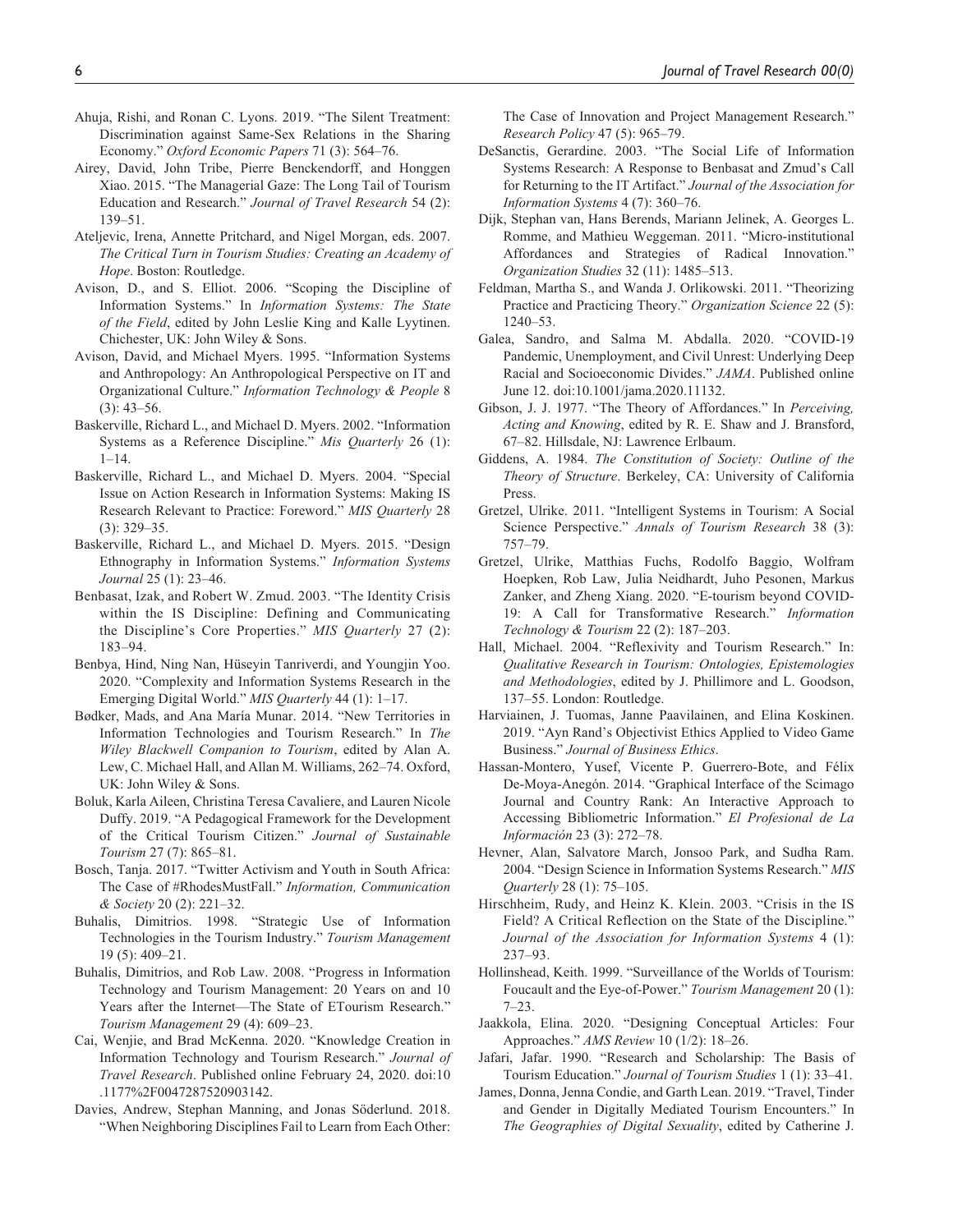Ahuja, Rishi, and Ronan C. Lyons. 2019. "The Silent Treatment: Discrimination against Same-Sex Relations in the Sharing Economy." *Oxford Economic Papers* 71 (3): 564–76.

Airey, David, John Tribe, Pierre Benckendorff, and Honggen Xiao. 2015. "The Managerial Gaze: The Long Tail of Tourism Education and Research." *Journal of Travel Research* 54 (2): 139–51.

Ateljevic, Irena, Annette Pritchard, and Nigel Morgan, eds. 2007. *The Critical Turn in Tourism Studies: Creating an Academy of Hope*. Boston: Routledge.

Avison, D., and S. Elliot. 2006. "Scoping the Discipline of Information Systems." In *Information Systems: The State of the Field*, edited by John Leslie King and Kalle Lyytinen. Chichester, UK: John Wiley & Sons.

Avison, David, and Michael Myers. 1995. "Information Systems and Anthropology: An Anthropological Perspective on IT and Organizational Culture." *Information Technology & People* 8 (3): 43–56.

Baskerville, Richard L., and Michael D. Myers. 2002. "Information Systems as a Reference Discipline." *Mis Quarterly* 26 (1): 1–14.

Baskerville, Richard L., and Michael D. Myers. 2004. "Special Issue on Action Research in Information Systems: Making IS Research Relevant to Practice: Foreword." *MIS Quarterly* 28 (3): 329–35.

Baskerville, Richard L., and Michael D. Myers. 2015. "Design Ethnography in Information Systems." *Information Systems Journal* 25 (1): 23–46.

Benbasat, Izak, and Robert W. Zmud. 2003. "The Identity Crisis within the IS Discipline: Defining and Communicating the Discipline's Core Properties." *MIS Quarterly* 27 (2): 183–94.

Benbya, Hind, Ning Nan, Hüseyin Tanriverdi, and Youngjin Yoo. 2020. "Complexity and Information Systems Research in the Emerging Digital World." *MIS Quarterly* 44 (1): 1–17.

Bødker, Mads, and Ana María Munar. 2014. "New Territories in Information Technologies and Tourism Research." In *The Wiley Blackwell Companion to Tourism*, edited by Alan A. Lew, C. Michael Hall, and Allan M. Williams, 262–74. Oxford, UK: John Wiley & Sons.

Boluk, Karla Aileen, Christina Teresa Cavaliere, and Lauren Nicole Duffy. 2019. "A Pedagogical Framework for the Development of the Critical Tourism Citizen." *Journal of Sustainable Tourism* 27 (7): 865–81.

Bosch, Tanja. 2017. "Twitter Activism and Youth in South Africa: The Case of #RhodesMustFall." *Information, Communication & Society* 20 (2): 221–32.

Buhalis, Dimitrios. 1998. "Strategic Use of Information Technologies in the Tourism Industry." *Tourism Management* 19 (5): 409–21.

Buhalis, Dimitrios, and Rob Law. 2008. "Progress in Information Technology and Tourism Management: 20 Years on and 10 Years after the Internet—The State of ETourism Research." *Tourism Management* 29 (4): 609–23.

Cai, Wenjie, and Brad McKenna. 2020. "Knowledge Creation in Information Technology and Tourism Research." *Journal of Travel Research*. Published online February 24, 2020. doi:10.1177%2F0047287520903142.

Davies, Andrew, Stephan Manning, and Jonas Söderlund. 2018. "When Neighboring Disciplines Fail to Learn from Each Other: The Case of Innovation and Project Management Research." *Research Policy* 47 (5): 965–79.

DeSanctis, Gerardine. 2003. "The Social Life of Information Systems Research: A Response to Benbasat and Zmud's Call for Returning to the IT Artifact." *Journal of the Association for Information Systems* 4 (7): 360–76.

Dijk, Stephan van, Hans Berends, Mariann Jelinek, A. Georges L. Romme, and Mathieu Weggeman. 2011. "Micro-institutional Affordances and Strategies of Radical Innovation." *Organization Studies* 32 (11): 1485–513.

Feldman, Martha S., and Wanda J. Orlikowski. 2011. "Theorizing Practice and Practicing Theory." *Organization Science* 22 (5): 1240–53.

Galea, Sandro, and Salma M. Abdalla. 2020. "COVID-19 Pandemic, Unemployment, and Civil Unrest: Underlying Deep Racial and Socioeconomic Divides." *JAMA*. Published online June 12. doi:10.1001/jama.2020.11132.

Gibson, J. J. 1977. "The Theory of Affordances." In *Perceiving, Acting and Knowing*, edited by R. E. Shaw and J. Bransford, 67–82. Hillsdale, NJ: Lawrence Erlbaum.

Giddens, A. 1984. *The Constitution of Society: Outline of the Theory of Structure*. Berkeley, CA: University of California Press.

Gretzel, Ulrike. 2011. "Intelligent Systems in Tourism: A Social Science Perspective." *Annals of Tourism Research* 38 (3): 757–79.

Gretzel, Ulrike, Matthias Fuchs, Rodolfo Baggio, Wolfram Hoepken, Rob Law, Julia Neidhardt, Juho Pesonen, Markus Zanker, and Zheng Xiang. 2020. "E-tourism beyond COVID-19: A Call for Transformative Research." *Information Technology & Tourism* 22 (2): 187–203.

Hall, Michael. 2004. "Reflexivity and Tourism Research." In: *Qualitative Research in Tourism: Ontologies, Epistemologies and Methodologies*, edited by J. Phillimore and L. Goodson, 137–55. London: Routledge.

Harviainen, J. Tuomas, Janne Paavilainen, and Elina Koskinen. 2019. "Ayn Rand's Objectivist Ethics Applied to Video Game Business." *Journal of Business Ethics*.

Hassan-Montero, Yusef, Vicente P. Guerrero-Bote, and Félix De-Moya-Anegón. 2014. "Graphical Interface of the Scimago Journal and Country Rank: An Interactive Approach to Accessing Bibliometric Information." *El Profesional de La Información* 23 (3): 272–78.

Hevner, Alan, Salvatore March, Jonsoo Park, and Sudha Ram. 2004. "Design Science in Information Systems Research." *MIS Quarterly* 28 (1): 75–105.

Hirschheim, Rudy, and Heinz K. Klein. 2003. "Crisis in the IS Field? A Critical Reflection on the State of the Discipline." *Journal of the Association for Information Systems* 4 (1): 237–93.

Hollinshead, Keith. 1999. "Surveillance of the Worlds of Tourism: Foucault and the Eye-of-Power." *Tourism Management* 20 (1): 7–23.

Jaakkola, Elina. 2020. "Designing Conceptual Articles: Four Approaches." *AMS Review* 10 (1/2): 18–26.

Jafari, Jafar. 1990. "Research and Scholarship: The Basis of Tourism Education." *Journal of Tourism Studies* 1 (1): 33–41.

James, Donna, Jenna Condie, and Garth Lean. 2019. "Travel, Tinder and Gender in Digitally Mediated Tourism Encounters." In *The Geographies of Digital Sexuality*, edited by Catherine J.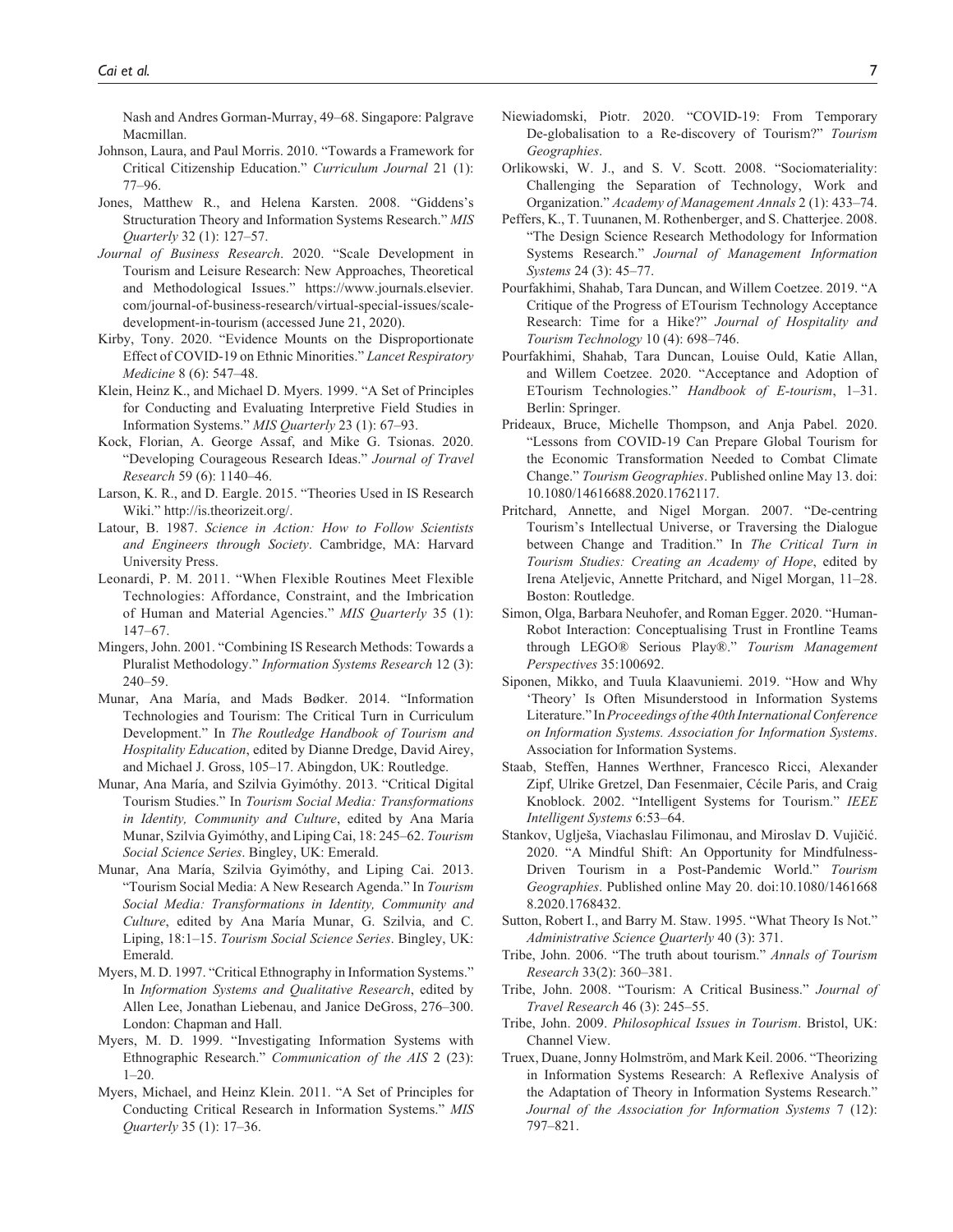Nash and Andres Gorman-Murray, 49–68. Singapore: Palgrave Macmillan.

Johnson, Laura, and Paul Morris. 2010. "Towards a Framework for Critical Citizenship Education." *Curriculum Journal* 21 (1): 77–96.

Jones, Matthew R., and Helena Karsten. 2008. "Giddens's Structuration Theory and Information Systems Research." *MIS Quarterly* 32 (1): 127–57.

*Journal of Business Research*. 2020. "Scale Development in Tourism and Leisure Research: New Approaches, Theoretical and Methodological Issues." https://www.journals.elsevier.com/journal-of-business-research/virtual-special-issues/scale-development-in-tourism (accessed June 21, 2020).

Kirby, Tony. 2020. "Evidence Mounts on the Disproportionate Effect of COVID-19 on Ethnic Minorities." *Lancet Respiratory Medicine* 8 (6): 547–48.

Klein, Heinz K., and Michael D. Myers. 1999. "A Set of Principles for Conducting and Evaluating Interpretive Field Studies in Information Systems." *MIS Quarterly* 23 (1): 67–93.

Kock, Florian, A. George Assaf, and Mike G. Tsionas. 2020. "Developing Courageous Research Ideas." *Journal of Travel Research* 59 (6): 1140–46.

Larson, K. R., and D. Eargle. 2015. "Theories Used in IS Research Wiki." http://is.theorizeit.org/.

Latour, B. 1987. *Science in Action: How to Follow Scientists and Engineers through Society*. Cambridge, MA: Harvard University Press.

Leonardi, P. M. 2011. "When Flexible Routines Meet Flexible Technologies: Affordance, Constraint, and the Imbrication of Human and Material Agencies." *MIS Quarterly* 35 (1): 147–67.

Mingers, John. 2001. "Combining IS Research Methods: Towards a Pluralist Methodology." *Information Systems Research* 12 (3): 240–59.

Munar, Ana María, and Mads Bødker. 2014. "Information Technologies and Tourism: The Critical Turn in Curriculum Development." In *The Routledge Handbook of Tourism and Hospitality Education*, edited by Dianne Dredge, David Airey, and Michael J. Gross, 105–17. Abingdon, UK: Routledge.

Munar, Ana María, and Szilvia Gyimóthy. 2013. "Critical Digital Tourism Studies." In *Tourism Social Media: Transformations in Identity, Community and Culture*, edited by Ana María Munar, Szilvia Gyimóthy, and Liping Cai, 18: 245–62. *Tourism Social Science Series*. Bingley, UK: Emerald.

Munar, Ana María, Szilvia Gyimóthy, and Liping Cai. 2013. "Tourism Social Media: A New Research Agenda." In *Tourism Social Media: Transformations in Identity, Community and Culture*, edited by Ana María Munar, G. Szilvia, and C. Liping, 18:1–15. *Tourism Social Science Series*. Bingley, UK: Emerald.

Myers, M. D. 1997. "Critical Ethnography in Information Systems." In *Information Systems and Qualitative Research*, edited by Allen Lee, Jonathan Liebenau, and Janice DeGross, 276–300. London: Chapman and Hall.

Myers, M. D. 1999. "Investigating Information Systems with Ethnographic Research." *Communication of the AIS* 2 (23): 1–20.

Myers, Michael, and Heinz Klein. 2011. "A Set of Principles for Conducting Critical Research in Information Systems." *MIS Quarterly* 35 (1): 17–36.

Niewiadomski, Piotr. 2020. "COVID-19: From Temporary De-globalisation to a Re-discovery of Tourism?" *Tourism Geographies*.

Orlikowski, W. J., and S. V. Scott. 2008. "Sociomateriality: Challenging the Separation of Technology, Work and Organization." *Academy of Management Annals* 2 (1): 433–74.

Peffers, K., T. Tuunanen, M. Rothenberger, and S. Chatterjee. 2008. "The Design Science Research Methodology for Information Systems Research." *Journal of Management Information Systems* 24 (3): 45–77.

Pourfakhimi, Shahab, Tara Duncan, and Willem Coetzee. 2019. "A Critique of the Progress of ETourism Technology Acceptance Research: Time for a Hike?" *Journal of Hospitality and Tourism Technology* 10 (4): 698–746.

Pourfakhimi, Shahab, Tara Duncan, Louise Ould, Katie Allan, and Willem Coetzee. 2020. "Acceptance and Adoption of ETourism Technologies." *Handbook of E-tourism*, 1–31. Berlin: Springer.

Prideaux, Bruce, Michelle Thompson, and Anja Pabel. 2020. "Lessons from COVID-19 Can Prepare Global Tourism for the Economic Transformation Needed to Combat Climate Change." *Tourism Geographies*. Published online May 13. doi: 10.1080/14616688.2020.1762117.

Pritchard, Annette, and Nigel Morgan. 2007. "De-centring Tourism's Intellectual Universe, or Traversing the Dialogue between Change and Tradition." In *The Critical Turn in Tourism Studies: Creating an Academy of Hope*, edited by Irena Ateljevic, Annette Pritchard, and Nigel Morgan, 11–28. Boston: Routledge.

Simon, Olga, Barbara Neuhofer, and Roman Egger. 2020. "Human-Robot Interaction: Conceptualising Trust in Frontline Teams through LEGO® Serious Play®." *Tourism Management Perspectives* 35:100692.

Siponen, Mikko, and Tuula Klaavuniemi. 2019. "How and Why 'Theory' Is Often Misunderstood in Information Systems Literature." In *Proceedings of the 40th International Conference on Information Systems. Association for Information Systems*. Association for Information Systems.

Staab, Steffen, Hannes Werthner, Francesco Ricci, Alexander Zipf, Ulrike Gretzel, Dan Fesenmaier, Cécile Paris, and Craig Knoblock. 2002. "Intelligent Systems for Tourism." *IEEE Intelligent Systems* 6:53–64.

Stankov, Uglješa, Viachaslau Filimonau, and Miroslav D. Vujičić. 2020. "A Mindful Shift: An Opportunity for Mindfulness-Driven Tourism in a Post-Pandemic World." *Tourism Geographies*. Published online May 20. doi:10.1080/14616688.2020.1768432.

Sutton, Robert I., and Barry M. Staw. 1995. "What Theory Is Not." *Administrative Science Quarterly* 40 (3): 371.

Tribe, John. 2006. "The truth about tourism." *Annals of Tourism Research* 33(2): 360–381.

Tribe, John. 2008. "Tourism: A Critical Business." *Journal of Travel Research* 46 (3): 245–55.

Tribe, John. 2009. *Philosophical Issues in Tourism*. Bristol, UK: Channel View.

Truex, Duane, Jonny Holmström, and Mark Keil. 2006. "Theorizing in Information Systems Research: A Reflexive Analysis of the Adaptation of Theory in Information Systems Research." *Journal of the Association for Information Systems* 7 (12): 797–821.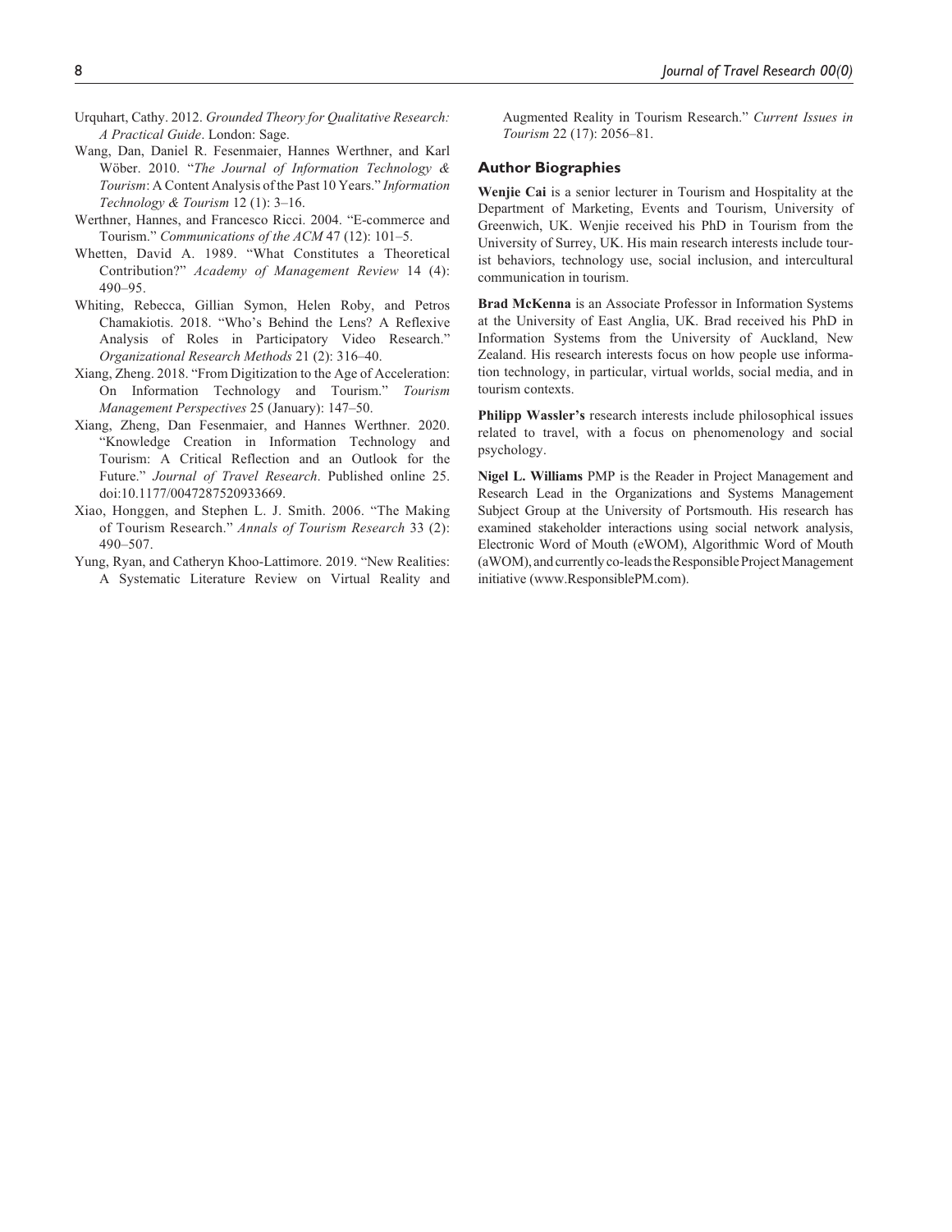Urquhart, Cathy. 2012. *Grounded Theory for Qualitative Research: A Practical Guide*. London: Sage.

Wang, Dan, Daniel R. Fesenmaier, Hannes Werthner, and Karl Wöber. 2010. "*The Journal of Information Technology & Tourism*: A Content Analysis of the Past 10 Years." *Information Technology & Tourism* 12 (1): 3–16.

Werthner, Hannes, and Francesco Ricci. 2004. "E-commerce and Tourism." *Communications of the ACM* 47 (12): 101–5.

Whetten, David A. 1989. "What Constitutes a Theoretical Contribution?" *Academy of Management Review* 14 (4): 490–95.

Whiting, Rebecca, Gillian Symon, Helen Roby, and Petros Chamakiotis. 2018. "Who's Behind the Lens? A Reflexive Analysis of Roles in Participatory Video Research." *Organizational Research Methods* 21 (2): 316–40.

Xiang, Zheng. 2018. "From Digitization to the Age of Acceleration: On Information Technology and Tourism." *Tourism Management Perspectives* 25 (January): 147–50.

Xiang, Zheng, Dan Fesenmaier, and Hannes Werthner. 2020. "Knowledge Creation in Information Technology and Tourism: A Critical Reflection and an Outlook for the Future." *Journal of Travel Research*. Published online 25. doi:10.1177/0047287520933669.

Xiao, Honggen, and Stephen L. J. Smith. 2006. "The Making of Tourism Research." *Annals of Tourism Research* 33 (2): 490–507.

Yung, Ryan, and Catheryn Khoo-Lattimore. 2019. "New Realities: A Systematic Literature Review on Virtual Reality and Augmented Reality in Tourism Research." *Current Issues in Tourism* 22 (17): 2056–81.

## Author Biographies

**Wenjie Cai** is a senior lecturer in Tourism and Hospitality at the Department of Marketing, Events and Tourism, University of Greenwich, UK. Wenjie received his PhD in Tourism from the University of Surrey, UK. His main research interests include tourist behaviors, technology use, social inclusion, and intercultural communication in tourism.

**Brad McKenna** is an Associate Professor in Information Systems at the University of East Anglia, UK. Brad received his PhD in Information Systems from the University of Auckland, New Zealand. His research interests focus on how people use information technology, in particular, virtual worlds, social media, and in tourism contexts.

**Philipp Wassler's** research interests include philosophical issues related to travel, with a focus on phenomenology and social psychology.

**Nigel L. Williams** PMP is the Reader in Project Management and Research Lead in the Organizations and Systems Management Subject Group at the University of Portsmouth. His research has examined stakeholder interactions using social network analysis, Electronic Word of Mouth (eWOM), Algorithmic Word of Mouth (aWOM), and currently co-leads the Responsible Project Management initiative (www.ResponsiblePM.com).